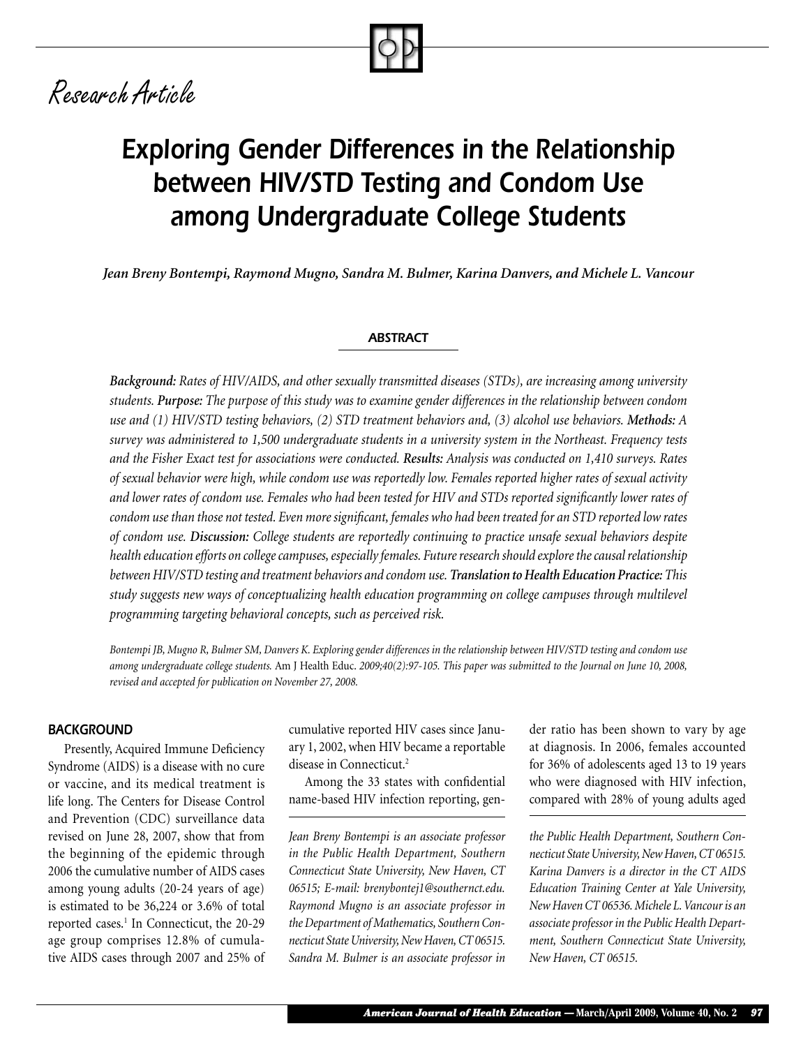Research Article

# Exploring Gender Differences in the Relationship between HIV/STD Testing and Condom Use among Undergraduate College Students

***Jean Breny Bontempi, Raymond Mugno, Sandra M. Bulmer, Karina Danvers, and Michele L. Vancour***

## ABSTRACT

***Background:*** *Rates of HIV/AIDS, and other sexually transmitted diseases (STDs), are increasing among university students.* ***Purpose:*** *The purpose of this study was to examine gender differences in the relationship between condom use and (1) HIV/STD testing behaviors, (2) STD treatment behaviors and, (3) alcohol use behaviors.* ***Methods:*** *A survey was administered to 1,500 undergraduate students in a university system in the Northeast. Frequency tests and the Fisher Exact test for associations were conducted.* ***Results:*** *Analysis was conducted on 1,410 surveys. Rates of sexual behavior were high, while condom use was reportedly low. Females reported higher rates of sexual activity and lower rates of condom use. Females who had been tested for HIV and STDs reported significantly lower rates of condom use than those not tested. Even more significant, females who had been treated for an STD reported low rates of condom use.* ***Discussion:*** *College students are reportedly continuing to practice unsafe sexual behaviors despite health education efforts on college campuses, especially females. Future research should explore the causal relationship between HIV/STD testing and treatment behaviors and condom use.* ***Translation to Health Education Practice:*** *This study suggests new ways of conceptualizing health education programming on college campuses through multilevel programming targeting behavioral concepts, such as perceived risk.*

*Bontempi JB, Mugno R, Bulmer SM, Danvers K. Exploring gender differences in the relationship between HIV/STD testing and condom use among undergraduate college students.* Am J Health Educ. *2009;40(2):97-105. This paper was submitted to the Journal on June 10, 2008, revised and accepted for publication on November 27, 2008.*

## BACKGROUND

Presently, Acquired Immune Deficiency Syndrome (AIDS) is a disease with no cure or vaccine, and its medical treatment is life long. The Centers for Disease Control and Prevention (CDC) surveillance data revised on June 28, 2007, show that from the beginning of the epidemic through 2006 the cumulative number of AIDS cases among young adults (20-24 years of age) is estimated to be 36,224 or 3.6% of total reported cases.[1] In Connecticut, the 20-29 age group comprises 12.8% of cumulative AIDS cases through 2007 and 25% of cumulative reported HIV cases since January 1, 2002, when HIV became a reportable disease in Connecticut.[2]

Among the 33 states with confidential name-based HIV infection reporting, gender ratio has been shown to vary by age at diagnosis. In 2006, females accounted for 36% of adolescents aged 13 to 19 years who were diagnosed with HIV infection, compared with 28% of young adults aged

*Jean Breny Bontempi is an associate professor in the Public Health Department, Southern Connecticut State University, New Haven, CT 06515; E-mail: brenybontej1@southernct.edu. Raymond Mugno is an associate professor in the Department of Mathematics, Southern Connecticut State University, New Haven, CT 06515. Sandra M. Bulmer is an associate professor in the Public Health Department, Southern Connecticut State University, New Haven, CT 06515. Karina Danvers is a director in the CT AIDS Education Training Center at Yale University, New Haven CT 06536. Michele L. Vancour is an associate professor in the Public Health Department, Southern Connecticut State University, New Haven, CT 06515.*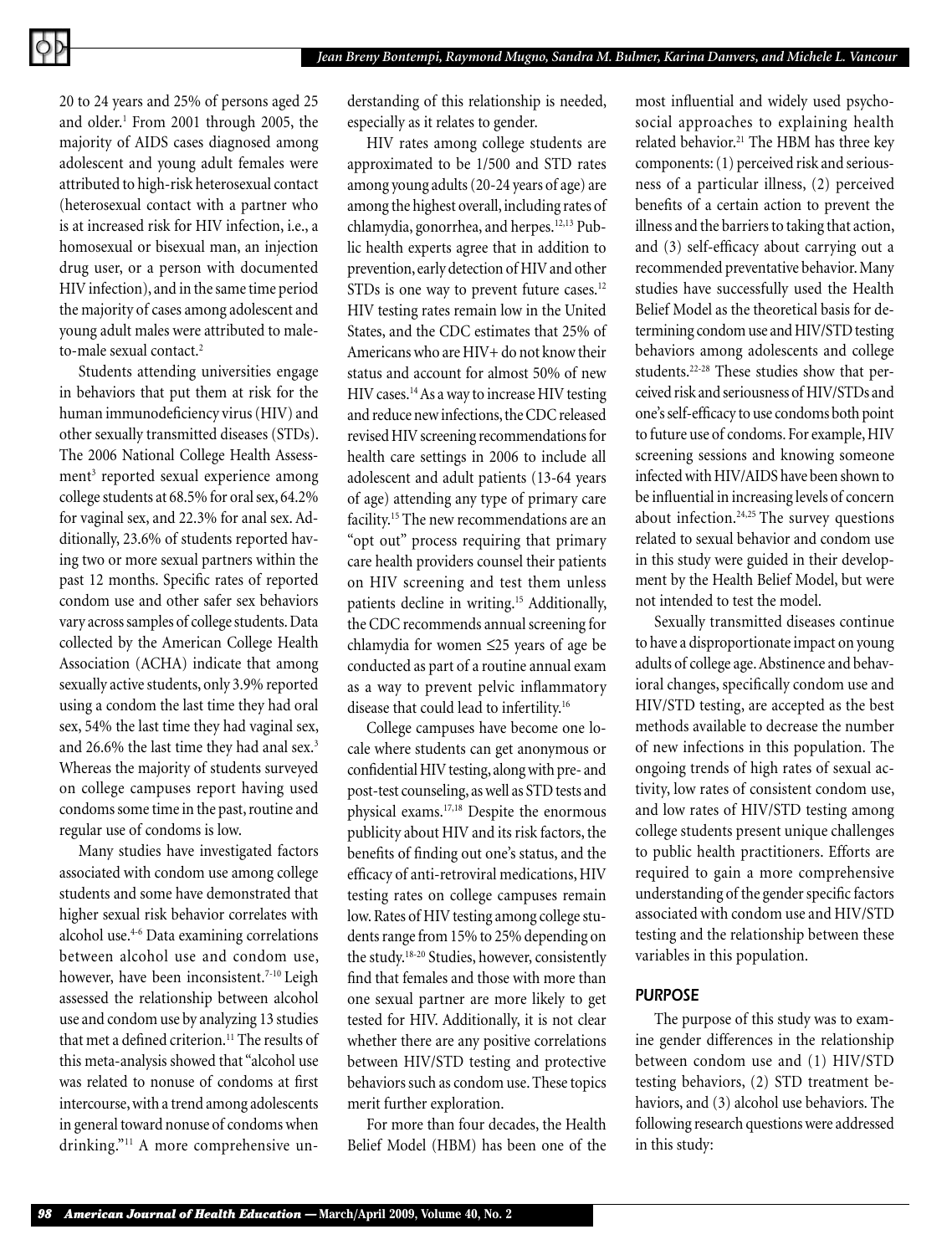20 to 24 years and 25% of persons aged 25 and older.[1] From 2001 through 2005, the majority of AIDS cases diagnosed among adolescent and young adult females were attributed to high-risk heterosexual contact (heterosexual contact with a partner who is at increased risk for HIV infection, i.e., a homosexual or bisexual man, an injection drug user, or a person with documented HIV infection), and in the same time period the majority of cases among adolescent and young adult males were attributed to male-to-male sexual contact.[2]

Students attending universities engage in behaviors that put them at risk for the human immunodeficiency virus (HIV) and other sexually transmitted diseases (STDs). The 2006 National College Health Assessment[3] reported sexual experience among college students at 68.5% for oral sex, 64.2% for vaginal sex, and 22.3% for anal sex. Additionally, 23.6% of students reported having two or more sexual partners within the past 12 months. Specific rates of reported condom use and other safer sex behaviors vary across samples of college students. Data collected by the American College Health Association (ACHA) indicate that among sexually active students, only 3.9% reported using a condom the last time they had oral sex, 54% the last time they had vaginal sex, and 26.6% the last time they had anal sex.[3] Whereas the majority of students surveyed on college campuses report having used condoms some time in the past, routine and regular use of condoms is low.

Many studies have investigated factors associated with condom use among college students and some have demonstrated that higher sexual risk behavior correlates with alcohol use.[4-6] Data examining correlations between alcohol use and condom use, however, have been inconsistent.[7-10] Leigh assessed the relationship between alcohol use and condom use by analyzing 13 studies that met a defined criterion.[11] The results of this meta-analysis showed that "alcohol use was related to nonuse of condoms at first intercourse, with a trend among adolescents in general toward nonuse of condoms when drinking."[11] A more comprehensive understanding of this relationship is needed, especially as it relates to gender.

HIV rates among college students are approximated to be 1/500 and STD rates among young adults (20-24 years of age) are among the highest overall, including rates of chlamydia, gonorrhea, and herpes.[12,13] Public health experts agree that in addition to prevention, early detection of HIV and other STDs is one way to prevent future cases.[12] HIV testing rates remain low in the United States, and the CDC estimates that 25% of Americans who are HIV+ do not know their status and account for almost 50% of new HIV cases.[14] As a way to increase HIV testing and reduce new infections, the CDC released revised HIV screening recommendations for health care settings in 2006 to include all adolescent and adult patients (13-64 years of age) attending any type of primary care facility.[15] The new recommendations are an "opt out" process requiring that primary care health providers counsel their patients on HIV screening and test them unless patients decline in writing.[15] Additionally, the CDC recommends annual screening for chlamydia for women ≤25 years of age be conducted as part of a routine annual exam as a way to prevent pelvic inflammatory disease that could lead to infertility.[16]

College campuses have become one locale where students can get anonymous or confidential HIV testing, along with pre- and post-test counseling, as well as STD tests and physical exams.[17,18] Despite the enormous publicity about HIV and its risk factors, the benefits of finding out one's status, and the efficacy of anti-retroviral medications, HIV testing rates on college campuses remain low. Rates of HIV testing among college students range from 15% to 25% depending on the study.[18-20] Studies, however, consistently find that females and those with more than one sexual partner are more likely to get tested for HIV. Additionally, it is not clear whether there are any positive correlations between HIV/STD testing and protective behaviors such as condom use. These topics merit further exploration.

For more than four decades, the Health Belief Model (HBM) has been one of the most influential and widely used psychosocial approaches to explaining health related behavior.[21] The HBM has three key components: (1) perceived risk and seriousness of a particular illness, (2) perceived benefits of a certain action to prevent the illness and the barriers to taking that action, and (3) self-efficacy about carrying out a recommended preventative behavior. Many studies have successfully used the Health Belief Model as the theoretical basis for determining condom use and HIV/STD testing behaviors among adolescents and college students.[22-28] These studies show that perceived risk and seriousness of HIV/STDs and one's self-efficacy to use condoms both point to future use of condoms. For example, HIV screening sessions and knowing someone infected with HIV/AIDS have been shown to be influential in increasing levels of concern about infection.[24,25] The survey questions related to sexual behavior and condom use in this study were guided in their development by the Health Belief Model, but were not intended to test the model.

Sexually transmitted diseases continue to have a disproportionate impact on young adults of college age. Abstinence and behavioral changes, specifically condom use and HIV/STD testing, are accepted as the best methods available to decrease the number of new infections in this population. The ongoing trends of high rates of sexual activity, low rates of consistent condom use, and low rates of HIV/STD testing among college students present unique challenges to public health practitioners. Efforts are required to gain a more comprehensive understanding of the gender specific factors associated with condom use and HIV/STD testing and the relationship between these variables in this population.

## PURPOSE

The purpose of this study was to examine gender differences in the relationship between condom use and (1) HIV/STD testing behaviors, (2) STD treatment behaviors, and (3) alcohol use behaviors. The following research questions were addressed in this study: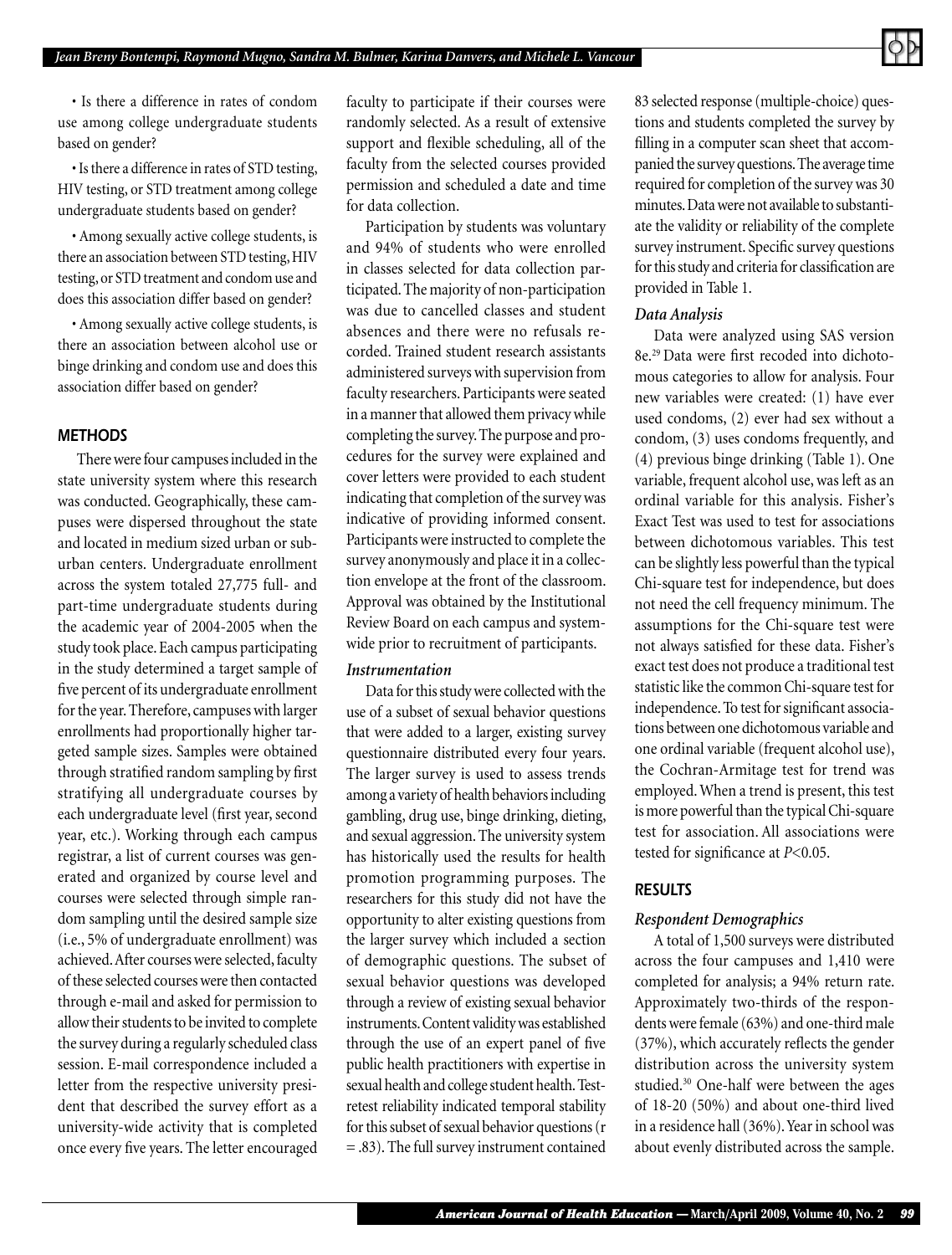• Is there a difference in rates of condom use among college undergraduate students based on gender?

• Is there a difference in rates of STD testing, HIV testing, or STD treatment among college undergraduate students based on gender?

• Among sexually active college students, is there an association between STD testing, HIV testing, or STD treatment and condom use and does this association differ based on gender?

• Among sexually active college students, is there an association between alcohol use or binge drinking and condom use and does this association differ based on gender?

## METHODS

There were four campuses included in the state university system where this research was conducted. Geographically, these campuses were dispersed throughout the state and located in medium sized urban or suburban centers. Undergraduate enrollment across the system totaled 27,775 full- and part-time undergraduate students during the academic year of 2004-2005 when the study took place. Each campus participating in the study determined a target sample of five percent of its undergraduate enrollment for the year. Therefore, campuses with larger enrollments had proportionally higher targeted sample sizes. Samples were obtained through stratified random sampling by first stratifying all undergraduate courses by each undergraduate level (first year, second year, etc.). Working through each campus registrar, a list of current courses was generated and organized by course level and courses were selected through simple random sampling until the desired sample size (i.e., 5% of undergraduate enrollment) was achieved. After courses were selected, faculty of these selected courses were then contacted through e-mail and asked for permission to allow their students to be invited to complete the survey during a regularly scheduled class session. E-mail correspondence included a letter from the respective university president that described the survey effort as a university-wide activity that is completed once every five years. The letter encouraged faculty to participate if their courses were randomly selected. As a result of extensive support and flexible scheduling, all of the faculty from the selected courses provided permission and scheduled a date and time for data collection.

Participation by students was voluntary and 94% of students who were enrolled in classes selected for data collection participated. The majority of non-participation was due to cancelled classes and student absences and there were no refusals recorded. Trained student research assistants administered surveys with supervision from faculty researchers. Participants were seated in a manner that allowed them privacy while completing the survey. The purpose and procedures for the survey were explained and cover letters were provided to each student indicating that completion of the survey was indicative of providing informed consent. Participants were instructed to complete the survey anonymously and place it in a collection envelope at the front of the classroom. Approval was obtained by the Institutional Review Board on each campus and systemwide prior to recruitment of participants.

### *Instrumentation*

Data for this study were collected with the use of a subset of sexual behavior questions that were added to a larger, existing survey questionnaire distributed every four years. The larger survey is used to assess trends among a variety of health behaviors including gambling, drug use, binge drinking, dieting, and sexual aggression. The university system has historically used the results for health promotion programming purposes. The researchers for this study did not have the opportunity to alter existing questions from the larger survey which included a section of demographic questions. The subset of sexual behavior questions was developed through a review of existing sexual behavior instruments. Content validity was established through the use of an expert panel of five public health practitioners with expertise in sexual health and college student health. Test-retest reliability indicated temporal stability for this subset of sexual behavior questions ($r = .83$). The full survey instrument contained 83 selected response (multiple-choice) questions and students completed the survey by filling in a computer scan sheet that accompanied the survey questions. The average time required for completion of the survey was 30 minutes. Data were not available to substantiate the validity or reliability of the complete survey instrument. Specific survey questions for this study and criteria for classification are provided in Table 1.

### *Data Analysis*

Data were analyzed using SAS version 8e.[29] Data were first recoded into dichotomous categories to allow for analysis. Four new variables were created: (1) have ever used condoms, (2) ever had sex without a condom, (3) uses condoms frequently, and (4) previous binge drinking (Table 1). One variable, frequent alcohol use, was left as an ordinal variable for this analysis. Fisher's Exact Test was used to test for associations between dichotomous variables. This test can be slightly less powerful than the typical Chi-square test for independence, but does not need the cell frequency minimum. The assumptions for the Chi-square test were not always satisfied for these data. Fisher's exact test does not produce a traditional test statistic like the common Chi-square test for independence. To test for significant associations between one dichotomous variable and one ordinal variable (frequent alcohol use), the Cochran-Armitage test for trend was employed. When a trend is present, this test is more powerful than the typical Chi-square test for association. All associations were tested for significance at $P<0.05$.

## RESULTS

### *Respondent Demographics*

A total of 1,500 surveys were distributed across the four campuses and 1,410 were completed for analysis; a 94% return rate. Approximately two-thirds of the respondents were female (63%) and one-third male (37%), which accurately reflects the gender distribution across the university system studied.[30] One-half were between the ages of 18-20 (50%) and about one-third lived in a residence hall (36%). Year in school was about evenly distributed across the sample.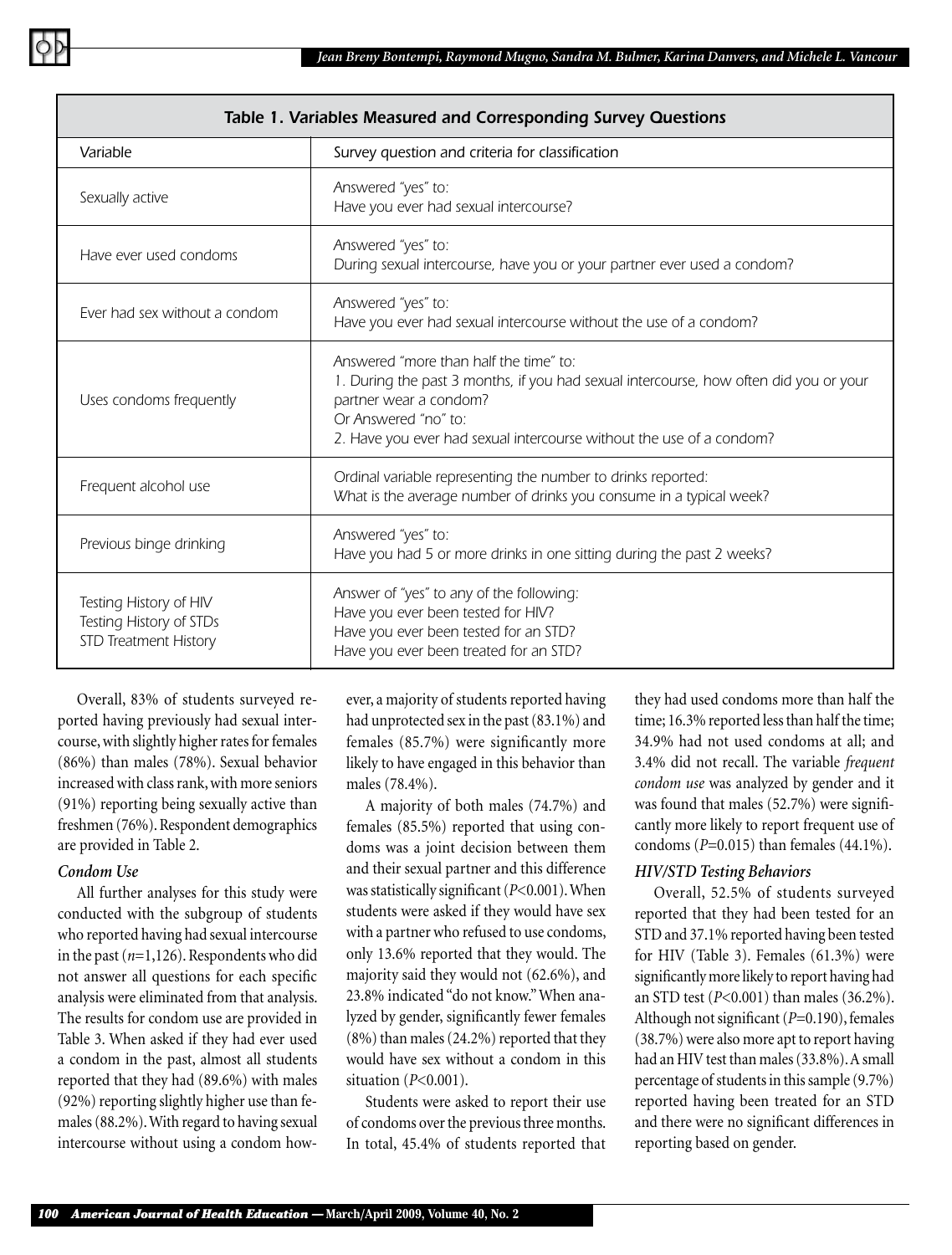**Table 1. Variables Measured and Corresponding Survey Questions**

| Variable | Survey question and criteria for classification |
|---|---|
| Sexually active | Answered "yes" to:<br>Have you ever had sexual intercourse? |
| Have ever used condoms | Answered "yes" to:<br>During sexual intercourse, have you or your partner ever used a condom? |
| Ever had sex without a condom | Answered "yes" to:<br>Have you ever had sexual intercourse without the use of a condom? |
| Uses condoms frequently | Answered "more than half the time" to:<br>1. During the past 3 months, if you had sexual intercourse, how often did you or your partner wear a condom?<br>Or Answered "no" to:<br>2. Have you ever had sexual intercourse without the use of a condom? |
| Frequent alcohol use | Ordinal variable representing the number to drinks reported:<br>What is the average number of drinks you consume in a typical week? |
| Previous binge drinking | Answered "yes" to:<br>Have you had 5 or more drinks in one sitting during the past 2 weeks? |
| Testing History of HIV<br>Testing History of STDs<br>STD Treatment History | Answer of "yes" to any of the following:<br>Have you ever been tested for HIV?<br>Have you ever been tested for an STD?<br>Have you ever been treated for an STD? |

Overall, 83% of students surveyed reported having previously had sexual intercourse, with slightly higher rates for females (86%) than males (78%). Sexual behavior increased with class rank, with more seniors (91%) reporting being sexually active than freshmen (76%). Respondent demographics are provided in Table 2.

### *Condom Use*

All further analyses for this study were conducted with the subgroup of students who reported having had sexual intercourse in the past ($n$=1,126). Respondents who did not answer all questions for each specific analysis were eliminated from that analysis. The results for condom use are provided in Table 3. When asked if they had ever used a condom in the past, almost all students reported that they had (89.6%) with males (92%) reporting slightly higher use than females (88.2%). With regard to having sexual intercourse without using a condom however, a majority of students reported having had unprotected sex in the past (83.1%) and females (85.7%) were significantly more likely to have engaged in this behavior than males (78.4%).

A majority of both males (74.7%) and females (85.5%) reported that using condoms was a joint decision between them and their sexual partner and this difference was statistically significant ($P$<0.001). When students were asked if they would have sex with a partner who refused to use condoms, only 13.6% reported that they would. The majority said they would not (62.6%), and 23.8% indicated "do not know." When analyzed by gender, significantly fewer females (8%) than males (24.2%) reported that they would have sex without a condom in this situation ($P$<0.001).

Students were asked to report their use of condoms over the previous three months. In total, 45.4% of students reported that they had used condoms more than half the time; 16.3% reported less than half the time; 34.9% had not used condoms at all; and 3.4% did not recall. The variable *frequent condom use* was analyzed by gender and it was found that males (52.7%) were significantly more likely to report frequent use of condoms ($P$=0.015) than females (44.1%).

### *HIV/STD Testing Behaviors*

Overall, 52.5% of students surveyed reported that they had been tested for an STD and 37.1% reported having been tested for HIV (Table 3). Females (61.3%) were significantly more likely to report having had an STD test ($P$<0.001) than males (36.2%). Although not significant ($P$=0.190), females (38.7%) were also more apt to report having had an HIV test than males (33.8%). A small percentage of students in this sample (9.7%) reported having been treated for an STD and there were no significant differences in reporting based on gender.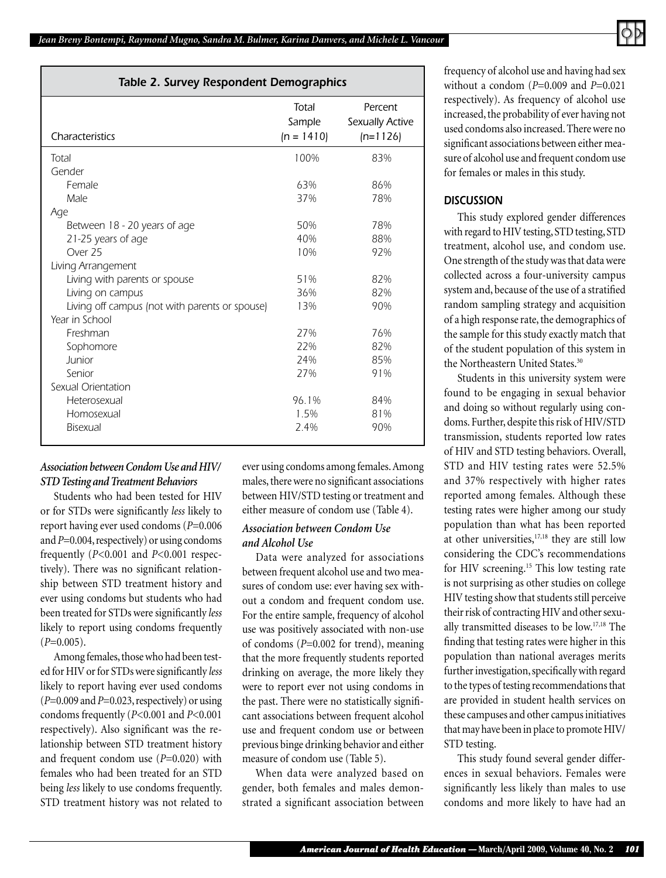**Table 2. Survey Respondent Demographics**

| Characteristics | Total Sample (n = 1410) | Percent Sexually Active (n=1126) |
|---|---|---|
| Total | 100% | 83% |
| Gender | | |
| Female | 63% | 86% |
| Male | 37% | 78% |
| Age | | |
| Between 18 - 20 years of age | 50% | 78% |
| 21-25 years of age | 40% | 88% |
| Over 25 | 10% | 92% |
| Living Arrangement | | |
| Living with parents or spouse | 51% | 82% |
| Living on campus | 36% | 82% |
| Living off campus (not with parents or spouse) | 13% | 90% |
| Year in School | | |
| Freshman | 27% | 76% |
| Sophomore | 22% | 82% |
| Junior | 24% | 85% |
| Senior | 27% | 91% |
| Sexual Orientation | | |
| Heterosexual | 96.1% | 84% |
| Homosexual | 1.5% | 81% |
| Bisexual | 2.4% | 90% |

### *Association between Condom Use and HIV/STD Testing and Treatment Behaviors*

Students who had been tested for HIV or for STDs were significantly *less* likely to report having ever used condoms ($P$=0.006 and $P$=0.004, respectively) or using condoms frequently ($P$<0.001 and $P$<0.001 respectively). There was no significant relationship between STD treatment history and ever using condoms but students who had been treated for STDs were significantly *less* likely to report using condoms frequently ($P$=0.005).

Among females, those who had been tested for HIV or for STDs were significantly *less* likely to report having ever used condoms ($P$=0.009 and $P$=0.023, respectively) or using condoms frequently ($P$<0.001 and $P$<0.001 respectively). Also significant was the relationship between STD treatment history and frequent condom use ($P$=0.020) with females who had been treated for an STD being *less* likely to use condoms frequently. STD treatment history was not related to ever using condoms among females. Among males, there were no significant associations between HIV/STD testing or treatment and either measure of condom use (Table 4).

### *Association between Condom Use and Alcohol Use*

Data were analyzed for associations between frequent alcohol use and two measures of condom use: ever having sex without a condom and frequent condom use. For the entire sample, frequency of alcohol use was positively associated with non-use of condoms ($P$=0.002 for trend), meaning that the more frequently students reported drinking on average, the more likely they were to report ever not using condoms in the past. There were no statistically significant associations between frequent alcohol use and frequent condom use or between previous binge drinking behavior and either measure of condom use (Table 5).

When data were analyzed based on gender, both females and males demonstrated a significant association between frequency of alcohol use and having had sex without a condom ($P$=0.009 and $P$=0.021 respectively). As frequency of alcohol use increased, the probability of ever having not used condoms also increased. There were no significant associations between either measure of alcohol use and frequent condom use for females or males in this study.

## DISCUSSION

This study explored gender differences with regard to HIV testing, STD testing, STD treatment, alcohol use, and condom use. One strength of the study was that data were collected across a four-university campus system and, because of the use of a stratified random sampling strategy and acquisition of a high response rate, the demographics of the sample for this study exactly match that of the student population of this system in the Northeastern United States.[30]

Students in this university system were found to be engaging in sexual behavior and doing so without regularly using condoms. Further, despite this risk of HIV/STD transmission, students reported low rates of HIV and STD testing behaviors. Overall, STD and HIV testing rates were 52.5% and 37% respectively with higher rates reported among females. Although these testing rates were higher among our study population than what has been reported at other universities,[17,18] they are still low considering the CDC's recommendations for HIV screening.[15] This low testing rate is not surprising as other studies on college HIV testing show that students still perceive their risk of contracting HIV and other sexually transmitted diseases to be low.[17,18] The finding that testing rates were higher in this population than national averages merits further investigation, specifically with regard to the types of testing recommendations that are provided in student health services on these campuses and other campus initiatives that may have been in place to promote HIV/STD testing.

This study found several gender differences in sexual behaviors. Females were significantly less likely than males to use condoms and more likely to have had an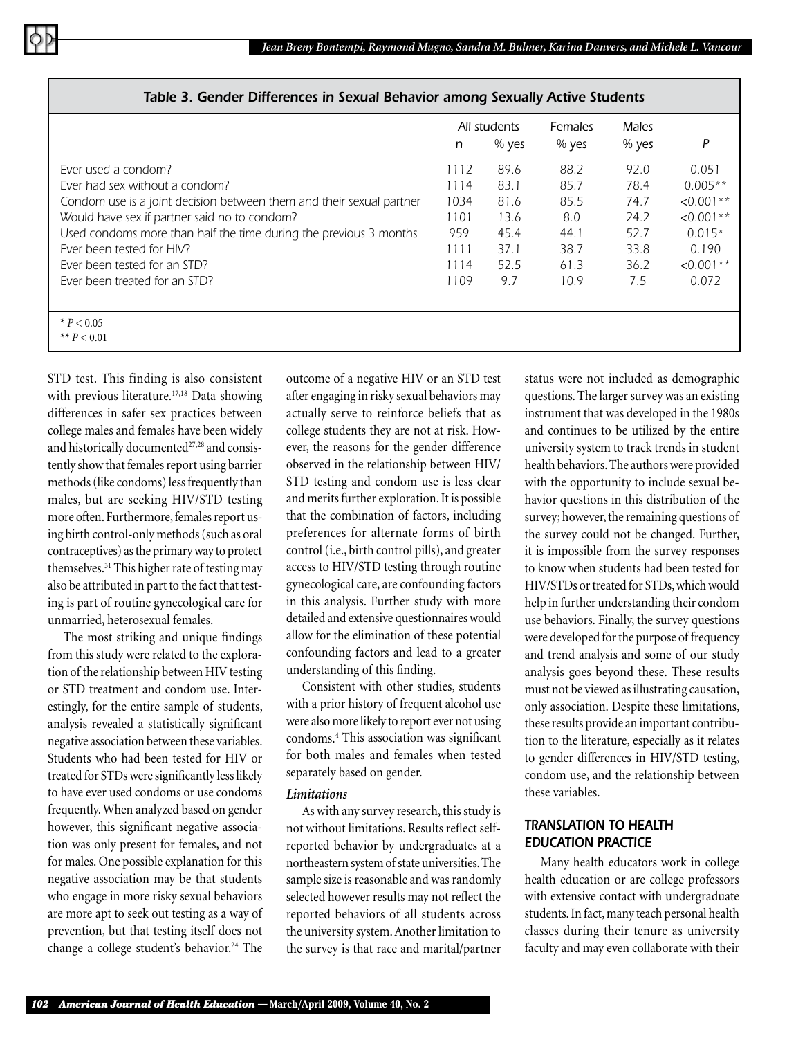**Table 3. Gender Differences in Sexual Behavior among Sexually Active Students**

| | All students | | Females | Males | |
|---|---|---|---|---|---|
| | n | % yes | % yes | % yes | P |
| Ever used a condom? | 1112 | 89.6 | 88.2 | 92.0 | 0.051 |
| Ever had sex without a condom? | 1114 | 83.1 | 85.7 | 78.4 | 0.005** |
| Condom use is a joint decision between them and their sexual partner | 1034 | 81.6 | 85.5 | 74.7 | <0.001** |
| Would have sex if partner said no to condom? | 1101 | 13.6 | 8.0 | 24.2 | <0.001** |
| Used condoms more than half the time during the previous 3 months | 959 | 45.4 | 44.1 | 52.7 | 0.015* |
| Ever been tested for HIV? | 1111 | 37.1 | 38.7 | 33.8 | 0.190 |
| Ever been tested for an STD? | 1114 | 52.5 | 61.3 | 36.2 | <0.001** |
| Ever been treated for an STD? | 1109 | 9.7 | 10.9 | 7.5 | 0.072 |

* $P < 0.05$
** $P < 0.01$

STD test. This finding is also consistent with previous literature.[17,18] Data showing differences in safer sex practices between college males and females have been widely and historically documented[27,28] and consistently show that females report using barrier methods (like condoms) less frequently than males, but are seeking HIV/STD testing more often. Furthermore, females report using birth control-only methods (such as oral contraceptives) as the primary way to protect themselves.[31] This higher rate of testing may also be attributed in part to the fact that testing is part of routine gynecological care for unmarried, heterosexual females.

The most striking and unique findings from this study were related to the exploration of the relationship between HIV testing or STD treatment and condom use. Interestingly, for the entire sample of students, analysis revealed a statistically significant negative association between these variables. Students who had been tested for HIV or treated for STDs were significantly less likely to have ever used condoms or use condoms frequently. When analyzed based on gender however, this significant negative association was only present for females, and not for males. One possible explanation for this negative association may be that students who engage in more risky sexual behaviors are more apt to seek out testing as a way of prevention, but that testing itself does not change a college student's behavior.[24] The outcome of a negative HIV or an STD test after engaging in risky sexual behaviors may actually serve to reinforce beliefs that as college students they are not at risk. However, the reasons for the gender difference observed in the relationship between HIV/STD testing and condom use is less clear and merits further exploration. It is possible that the combination of factors, including preferences for alternate forms of birth control (i.e., birth control pills), and greater access to HIV/STD testing through routine gynecological care, are confounding factors in this analysis. Further study with more detailed and extensive questionnaires would allow for the elimination of these potential confounding factors and lead to a greater understanding of this finding.

Consistent with other studies, students with a prior history of frequent alcohol use were also more likely to report ever not using condoms.[4] This association was significant for both males and females when tested separately based on gender.

### *Limitations*

As with any survey research, this study is not without limitations. Results reflect self-reported behavior by undergraduates at a northeastern system of state universities. The sample size is reasonable and was randomly selected however results may not reflect the reported behaviors of all students across the university system. Another limitation to the survey is that race and marital/partner status were not included as demographic questions. The larger survey was an existing instrument that was developed in the 1980s and continues to be utilized by the entire university system to track trends in student health behaviors. The authors were provided with the opportunity to include sexual behavior questions in this distribution of the survey; however, the remaining questions of the survey could not be changed. Further, it is impossible from the survey responses to know when students had been tested for HIV/STDs or treated for STDs, which would help in further understanding their condom use behaviors. Finally, the survey questions were developed for the purpose of frequency and trend analysis and some of our study analysis goes beyond these. These results must not be viewed as illustrating causation, only association. Despite these limitations, these results provide an important contribution to the literature, especially as it relates to gender differences in HIV/STD testing, condom use, and the relationship between these variables.

## TRANSLATION TO HEALTH EDUCATION PRACTICE

Many health educators work in college health education or are college professors with extensive contact with undergraduate students. In fact, many teach personal health classes during their tenure as university faculty and may even collaborate with their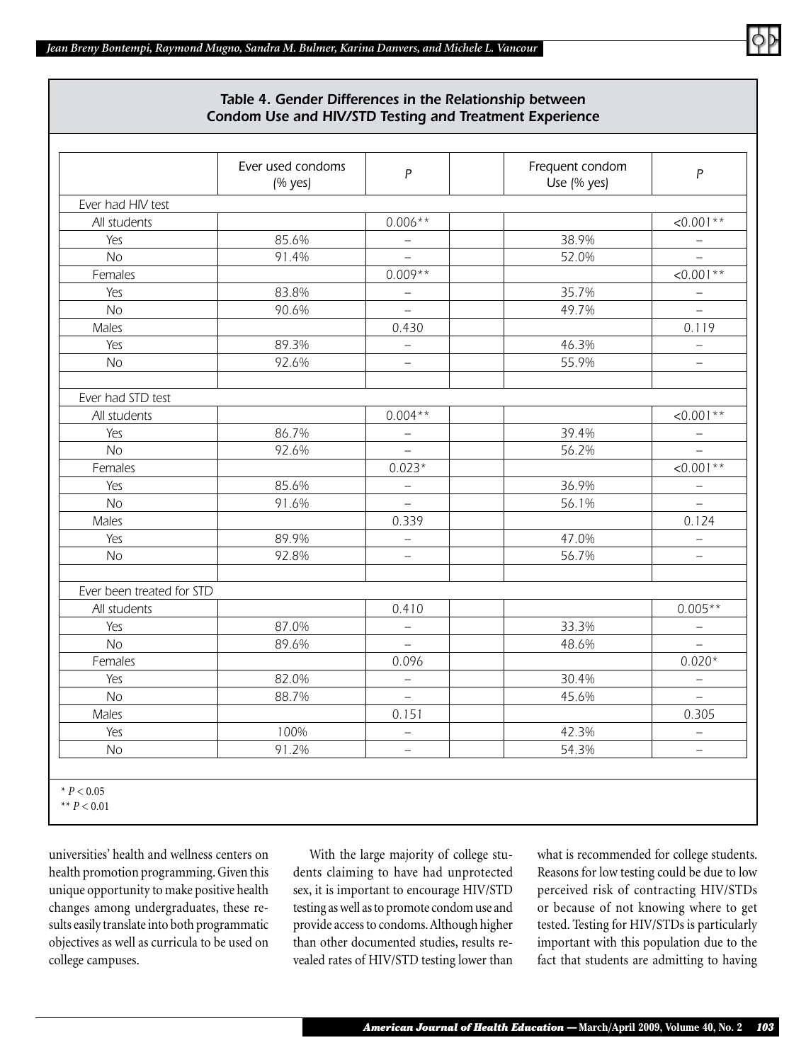**Table 4. Gender Differences in the Relationship between Condom Use and HIV/STD Testing and Treatment Experience**

| | Ever used condoms (% yes) | *P* | | Frequent condom Use (% yes) | *P* |
|---|---|---|---|---|---|
| Ever had HIV test | | | | | |
| All students | | 0.006** | | | <0.001** |
| Yes | 85.6% | – | | 38.9% | – |
| No | 91.4% | – | | 52.0% | – |
| Females | | 0.009** | | | <0.001** |
| Yes | 83.8% | – | | 35.7% | – |
| No | 90.6% | – | | 49.7% | – |
| Males | | 0.430 | | | 0.119 |
| Yes | 89.3% | – | | 46.3% | – |
| No | 92.6% | – | | 55.9% | – |
| | | | | | |
| Ever had STD test | | | | | |
| All students | | 0.004** | | | <0.001** |
| Yes | 86.7% | – | | 39.4% | – |
| No | 92.6% | – | | 56.2% | – |
| Females | | 0.023* | | | <0.001** |
| Yes | 85.6% | – | | 36.9% | – |
| No | 91.6% | – | | 56.1% | – |
| Males | | 0.339 | | | 0.124 |
| Yes | 89.9% | – | | 47.0% | – |
| No | 92.8% | – | | 56.7% | – |
| | | | | | |
| Ever been treated for STD | | | | | |
| All students | | 0.410 | | | 0.005** |
| Yes | 87.0% | – | | 33.3% | – |
| No | 89.6% | – | | 48.6% | – |
| Females | | 0.096 | | | 0.020* |
| Yes | 82.0% | – | | 30.4% | – |
| No | 88.7% | – | | 45.6% | – |
| Males | | 0.151 | | | 0.305 |
| Yes | 100% | – | | 42.3% | – |
| No | 91.2% | – | | 54.3% | – |

* $P < 0.05$
** $P < 0.01$

universities' health and wellness centers on health promotion programming. Given this unique opportunity to make positive health changes among undergraduates, these results easily translate into both programmatic objectives as well as curricula to be used on college campuses.

With the large majority of college students claiming to have had unprotected sex, it is important to encourage HIV/STD testing as well as to promote condom use and provide access to condoms. Although higher than other documented studies, results revealed rates of HIV/STD testing lower than what is recommended for college students. Reasons for low testing could be due to low perceived risk of contracting HIV/STDs or because of not knowing where to get tested. Testing for HIV/STDs is particularly important with this population due to the fact that students are admitting to having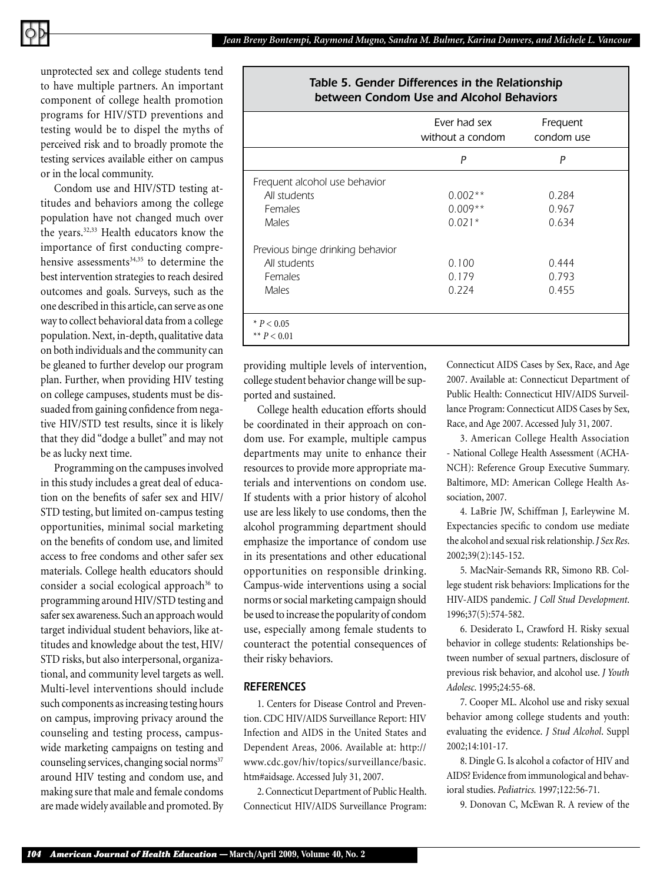unprotected sex and college students tend to have multiple partners. An important component of college health promotion programs for HIV/STD preventions and testing would be to dispel the myths of perceived risk and to broadly promote the testing services available either on campus or in the local community.

Condom use and HIV/STD testing attitudes and behaviors among the college population have not changed much over the years.[32,33] Health educators know the importance of first conducting comprehensive assessments[34,35] to determine the best intervention strategies to reach desired outcomes and goals. Surveys, such as the one described in this article, can serve as one way to collect behavioral data from a college population. Next, in-depth, qualitative data on both individuals and the community can be gleaned to further develop our program plan. Further, when providing HIV testing on college campuses, students must be dissuaded from gaining confidence from negative HIV/STD test results, since it is likely that they did "dodge a bullet" and may not be as lucky next time.

Programming on the campuses involved in this study includes a great deal of education on the benefits of safer sex and HIV/STD testing, but limited on-campus testing opportunities, minimal social marketing on the benefits of condom use, and limited access to free condoms and other safer sex materials. College health educators should consider a social ecological approach[36] to programming around HIV/STD testing and safer sex awareness. Such an approach would target individual student behaviors, like attitudes and knowledge about the test, HIV/STD risks, but also interpersonal, organizational, and community level targets as well. Multi-level interventions should include such components as increasing testing hours on campus, improving privacy around the counseling and testing process, campus-wide marketing campaigns on testing and counseling services, changing social norms[37] around HIV testing and condom use, and making sure that male and female condoms are made widely available and promoted. By providing multiple levels of intervention, college student behavior change will be supported and sustained.

**Table 5. Gender Differences in the Relationship between Condom Use and Alcohol Behaviors**

| | Ever had sex without a condom | Frequent condom use |
|---|---|---|
| | *P* | *P* |
| Frequent alcohol use behavior | | |
| All students | 0.002** | 0.284 |
| Females | 0.009** | 0.967 |
| Males | 0.021* | 0.634 |
| Previous binge drinking behavior | | |
| All students | 0.100 | 0.444 |
| Females | 0.179 | 0.793 |
| Males | 0.224 | 0.455 |

\* $P < 0.05$
\*\* $P < 0.01$

College health education efforts should be coordinated in their approach on condom use. For example, multiple campus departments may unite to enhance their resources to provide more appropriate materials and interventions on condom use. If students with a prior history of alcohol use are less likely to use condoms, then the alcohol programming department should emphasize the importance of condom use in its presentations and other educational opportunities on responsible drinking. Campus-wide interventions using a social norms or social marketing campaign should be used to increase the popularity of condom use, especially among female students to counteract the potential consequences of their risky behaviors.

## REFERENCES

1. Centers for Disease Control and Prevention. CDC HIV/AIDS Surveillance Report: HIV Infection and AIDS in the United States and Dependent Areas, 2006. Available at: http://www.cdc.gov/hiv/topics/surveillance/basic.htm#aidsage. Accessed July 31, 2007.

2. Connecticut Department of Public Health. Connecticut HIV/AIDS Surveillance Program: Connecticut AIDS Cases by Sex, Race, and Age 2007. Available at: Connecticut Department of Public Health: Connecticut HIV/AIDS Surveillance Program: Connecticut AIDS Cases by Sex, Race, and Age 2007. Accessed July 31, 2007.

3. American College Health Association - National College Health Assessment (ACHA-NCH): Reference Group Executive Summary. Baltimore, MD: American College Health Association, 2007.

4. LaBrie JW, Schiffman J, Earleywine M. Expectancies specific to condom use mediate the alcohol and sexual risk relationship. *J Sex Res.* 2002;39(2):145-152.

5. MacNair-Semands RR, Simono RB. College student risk behaviors: Implications for the HIV-AIDS pandemic. *J Coll Stud Development.* 1996;37(5):574-582.

6. Desiderato L, Crawford H. Risky sexual behavior in college students: Relationships between number of sexual partners, disclosure of previous risk behavior, and alcohol use. *J Youth Adolesc.* 1995;24:55-68.

7. Cooper ML. Alcohol use and risky sexual behavior among college students and youth: evaluating the evidence. *J Stud Alcohol*. Suppl 2002;14:101-17.

8. Dingle G. Is alcohol a cofactor of HIV and AIDS? Evidence from immunological and behavioral studies. *Pediatrics.* 1997;122:56-71.

9. Donovan C, McEwan R. A review of the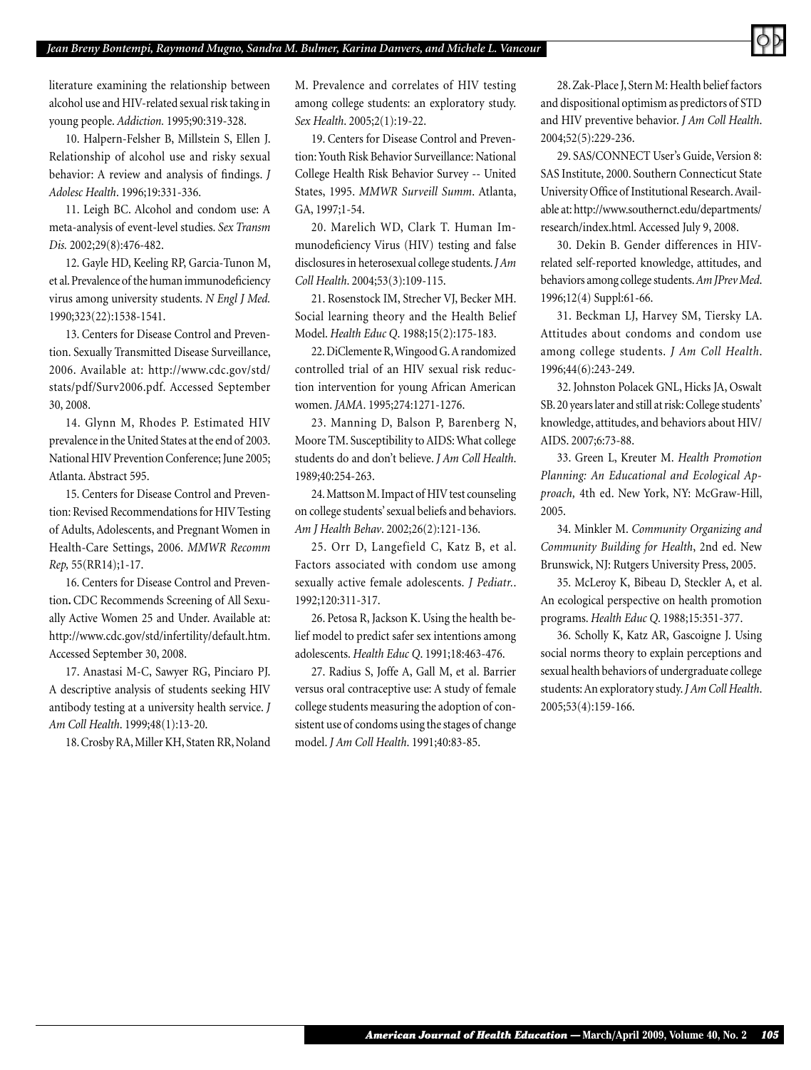literature examining the relationship between alcohol use and HIV-related sexual risk taking in young people. *Addiction.* 1995;90:319-328.

10. Halpern-Felsher B, Millstein S, Ellen J. Relationship of alcohol use and risky sexual behavior: A review and analysis of findings. *J Adolesc Health*. 1996;19:331-336.

11. Leigh BC. Alcohol and condom use: A meta-analysis of event-level studies. *Sex Transm Dis.* 2002;29(8):476-482.

12. Gayle HD, Keeling RP, Garcia-Tunon M, et al. Prevalence of the human immunodeficiency virus among university students. *N Engl J Med.* 1990;323(22):1538-1541.

13. Centers for Disease Control and Prevention. Sexually Transmitted Disease Surveillance, 2006. Available at: http://www.cdc.gov/std/stats/pdf/Surv2006.pdf. Accessed September 30, 2008.

14. Glynn M, Rhodes P. Estimated HIV prevalence in the United States at the end of 2003. National HIV Prevention Conference; June 2005; Atlanta. Abstract 595.

15. Centers for Disease Control and Prevention: Revised Recommendations for HIV Testing of Adults, Adolescents, and Pregnant Women in Health-Care Settings, 2006. *MMWR Recomm Rep,* 55(RR14);1-17.

16. Centers for Disease Control and Prevention**.** CDC Recommends Screening of All Sexually Active Women 25 and Under. Available at: http://www.cdc.gov/std/infertility/default.htm. Accessed September 30, 2008.

17. Anastasi M-C, Sawyer RG, Pinciaro PJ. A descriptive analysis of students seeking HIV antibody testing at a university health service. *J Am Coll Health*. 1999;48(1):13-20.

18. Crosby RA, Miller KH, Staten RR, Noland M. Prevalence and correlates of HIV testing among college students: an exploratory study. *Sex Health*. 2005;2(1):19-22.

19. Centers for Disease Control and Prevention: Youth Risk Behavior Surveillance: National College Health Risk Behavior Survey -- United States, 1995. *MMWR Surveill Summ*. Atlanta, GA, 1997;1-54.

20. Marelich WD, Clark T. Human Immunodeficiency Virus (HIV) testing and false disclosures in heterosexual college students. *J Am Coll Health*. 2004;53(3):109-115.

21. Rosenstock IM, Strecher VJ, Becker MH. Social learning theory and the Health Belief Model. *Health Educ Q*. 1988;15(2):175-183.

22. DiClemente R, Wingood G. A randomized controlled trial of an HIV sexual risk reduction intervention for young African American women. *JAMA*. 1995;274:1271-1276.

23. Manning D, Balson P, Barenberg N, Moore TM. Susceptibility to AIDS: What college students do and don't believe. *J Am Coll Health*. 1989;40:254-263.

24. Mattson M. Impact of HIV test counseling on college students' sexual beliefs and behaviors. *Am J Health Behav*. 2002;26(2):121-136.

25. Orr D, Langefield C, Katz B, et al. Factors associated with condom use among sexually active female adolescents. *J Pediatr.*. 1992;120:311-317.

26. Petosa R, Jackson K. Using the health belief model to predict safer sex intentions among adolescents. *Health Educ Q*. 1991;18:463-476.

27. Radius S, Joffe A, Gall M, et al. Barrier versus oral contraceptive use: A study of female college students measuring the adoption of consistent use of condoms using the stages of change model. *J Am Coll Health*. 1991;40:83-85.

28. Zak-Place J, Stern M: Health belief factors and dispositional optimism as predictors of STD and HIV preventive behavior. *J Am Coll Health*. 2004;52(5):229-236.

29. SAS/CONNECT User's Guide, Version 8: SAS Institute, 2000. Southern Connecticut State University Office of Institutional Research. Available at: http://www.southernct.edu/departments/research/index.html. Accessed July 9, 2008.

30. Dekin B. Gender differences in HIV-related self-reported knowledge, attitudes, and behaviors among college students. *Am JPrev Med*. 1996;12(4) Suppl:61-66.

31. Beckman LJ, Harvey SM, Tiersky LA. Attitudes about condoms and condom use among college students. *J Am Coll Health*. 1996;44(6):243-249.

32. Johnston Polacek GNL, Hicks JA, Oswalt SB. 20 years later and still at risk: College students' knowledge, attitudes, and behaviors about HIV/AIDS. 2007;6:73-88.

33. Green L, Kreuter M. *Health Promotion Planning: An Educational and Ecological Approach,* 4th ed. New York, NY: McGraw-Hill, 2005.

34. Minkler M. *Community Organizing and Community Building for Health*, 2nd ed. New Brunswick, NJ: Rutgers University Press, 2005.

35. McLeroy K, Bibeau D, Steckler A, et al. An ecological perspective on health promotion programs. *Health Educ Q*. 1988;15:351-377.

36. Scholly K, Katz AR, Gascoigne J. Using social norms theory to explain perceptions and sexual health behaviors of undergraduate college students: An exploratory study. *J Am Coll Health*. 2005;53(4):159-166.